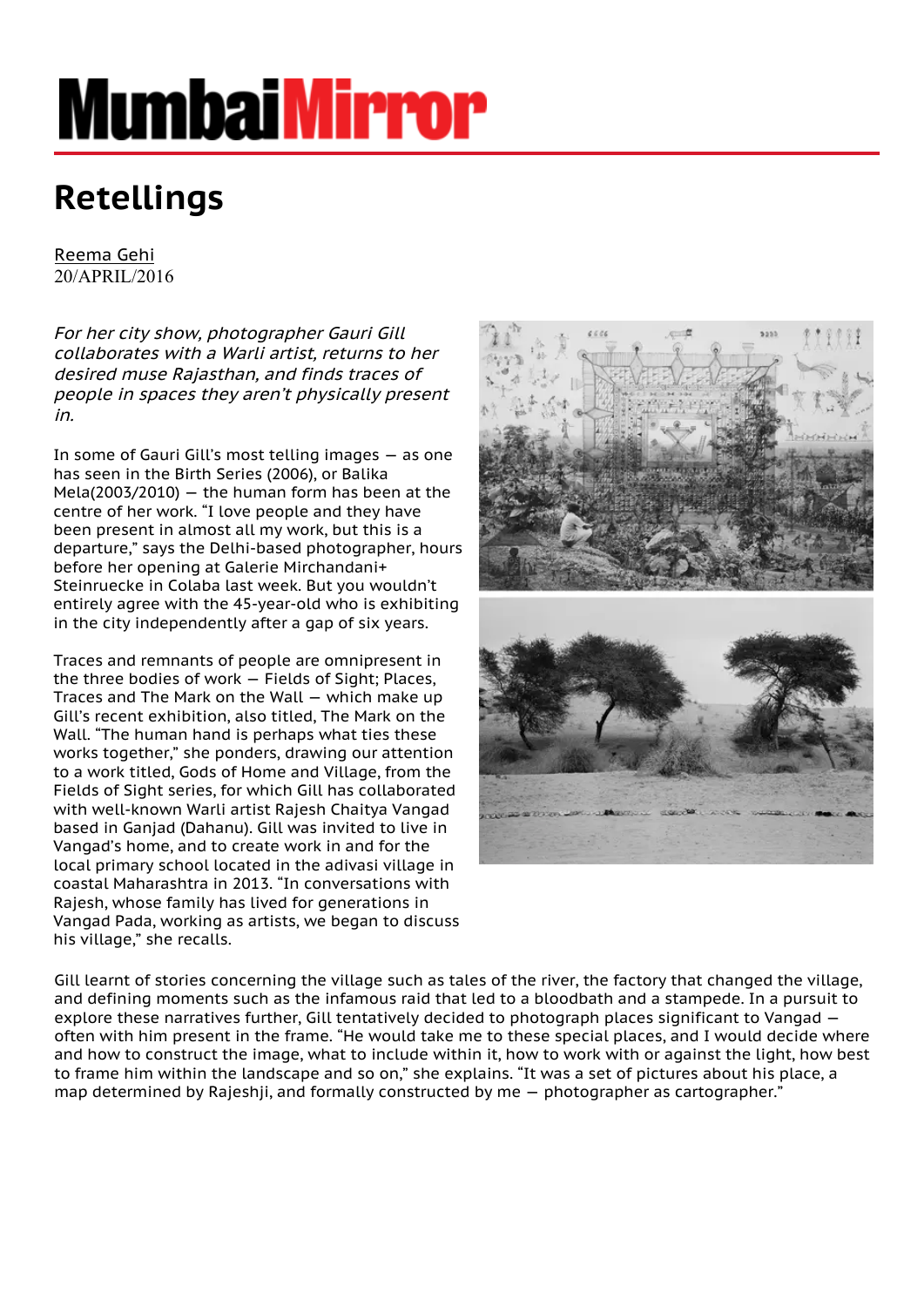# MumbaiMirror

## Retellings

Reema Gehi
20/APRIL/2016

*For her city show, photographer Gauri Gill collaborates with a Warli artist, returns to her desired muse Rajasthan, and finds traces of people in spaces they aren't physically present in.*

In some of Gauri Gill's most telling images — as one has seen in the Birth Series (2006), or Balika Mela(2003/2010) — the human form has been at the centre of her work. "I love people and they have been present in almost all my work, but this is a departure," says the Delhi-based photographer, hours before her opening at Galerie Mirchandani+ Steinruecke in Colaba last week. But you wouldn't entirely agree with the 45-year-old who is exhibiting in the city independently after a gap of six years.

Traces and remnants of people are omnipresent in the three bodies of work — Fields of Sight; Places, Traces and The Mark on the Wall — which make up Gill's recent exhibition, also titled, The Mark on the Wall. "The human hand is perhaps what ties these works together," she ponders, drawing our attention to a work titled, Gods of Home and Village, from the Fields of Sight series, for which Gill has collaborated with well-known Warli artist Rajesh Chaitya Vangad based in Ganjad (Dahanu). Gill was invited to live in Vangad's home, and to create work in and for the local primary school located in the adivasi village in coastal Maharashtra in 2013. "In conversations with Rajesh, whose family has lived for generations in Vangad Pada, working as artists, we began to discuss his village," she recalls.

Gill learnt of stories concerning the village such as tales of the river, the factory that changed the village, and defining moments such as the infamous raid that led to a bloodbath and a stampede. In a pursuit to explore these narratives further, Gill tentatively decided to photograph places significant to Vangad — often with him present in the frame. "He would take me to these special places, and I would decide where and how to construct the image, what to include within it, how to work with or against the light, how best to frame him within the landscape and so on," she explains. "It was a set of pictures about his place, a map determined by Rajeshji, and formally constructed by me — photographer as cartographer."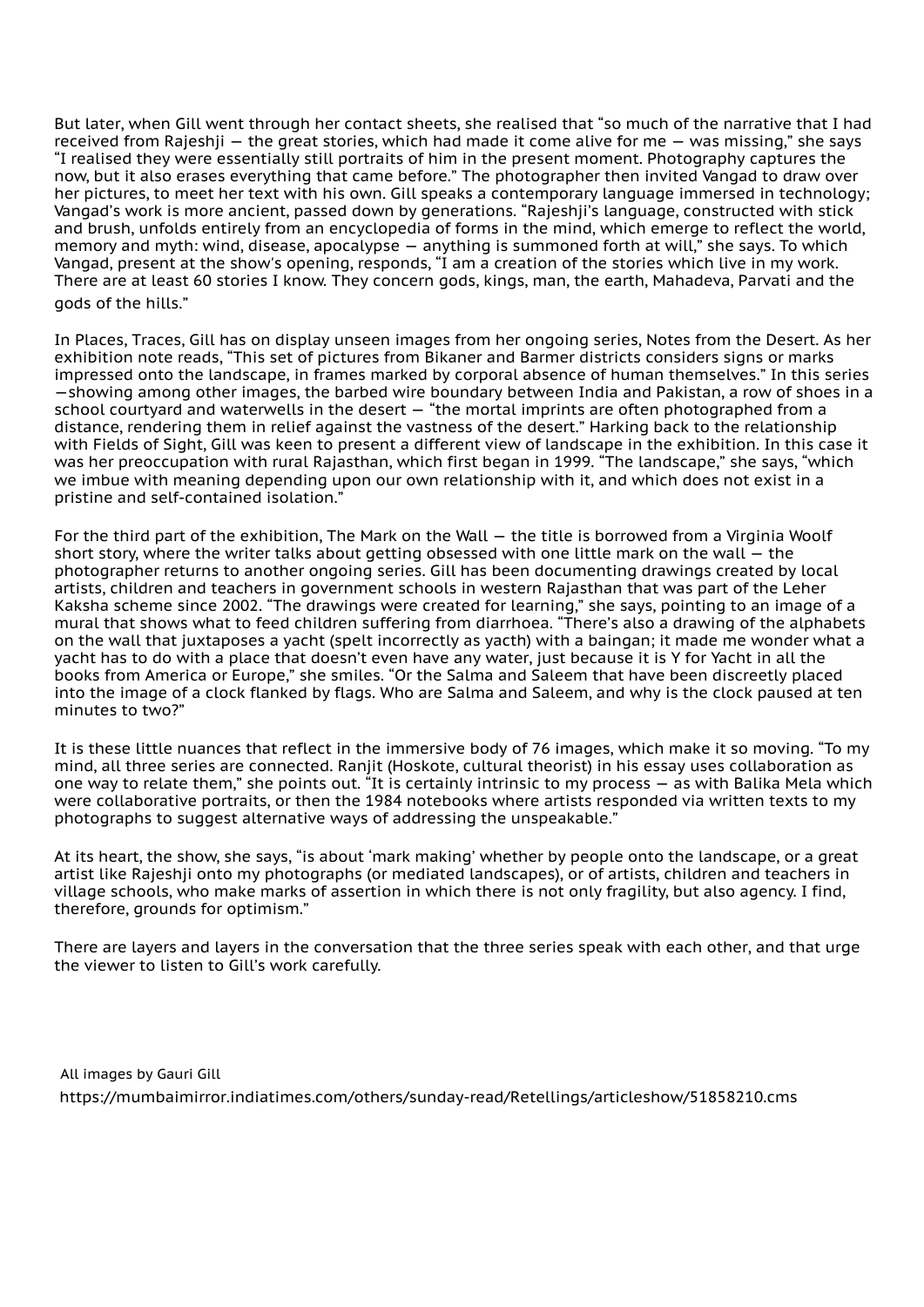But later, when Gill went through her contact sheets, she realised that "so much of the narrative that I had received from Rajeshji — the great stories, which had made it come alive for me — was missing," she says "I realised they were essentially still portraits of him in the present moment. Photography captures the now, but it also erases everything that came before." The photographer then invited Vangad to draw over her pictures, to meet her text with his own. Gill speaks a contemporary language immersed in technology; Vangad's work is more ancient, passed down by generations. "Rajeshji's language, constructed with stick and brush, unfolds entirely from an encyclopedia of forms in the mind, which emerge to reflect the world, memory and myth: wind, disease, apocalypse — anything is summoned forth at will," she says. To which Vangad, present at the show's opening, responds, "I am a creation of the stories which live in my work. There are at least 60 stories I know. They concern gods, kings, man, the earth, Mahadeva, Parvati and the gods of the hills."

In Places, Traces, Gill has on display unseen images from her ongoing series, Notes from the Desert. As her exhibition note reads, "This set of pictures from Bikaner and Barmer districts considers signs or marks impressed onto the landscape, in frames marked by corporal absence of human themselves." In this series —showing among other images, the barbed wire boundary between India and Pakistan, a row of shoes in a school courtyard and waterwells in the desert — "the mortal imprints are often photographed from a distance, rendering them in relief against the vastness of the desert." Harking back to the relationship with Fields of Sight, Gill was keen to present a different view of landscape in the exhibition. In this case it was her preoccupation with rural Rajasthan, which first began in 1999. "The landscape," she says, "which we imbue with meaning depending upon our own relationship with it, and which does not exist in a pristine and self-contained isolation."

For the third part of the exhibition, The Mark on the Wall — the title is borrowed from a Virginia Woolf short story, where the writer talks about getting obsessed with one little mark on the wall — the photographer returns to another ongoing series. Gill has been documenting drawings created by local artists, children and teachers in government schools in western Rajasthan that was part of the Leher Kaksha scheme since 2002. "The drawings were created for learning," she says, pointing to an image of a mural that shows what to feed children suffering from diarrhoea. "There's also a drawing of the alphabets on the wall that juxtaposes a yacht (spelt incorrectly as yacth) with a baingan; it made me wonder what a yacht has to do with a place that doesn't even have any water, just because it is Y for Yacht in all the books from America or Europe," she smiles. "Or the Salma and Saleem that have been discreetly placed into the image of a clock flanked by flags. Who are Salma and Saleem, and why is the clock paused at ten minutes to two?"

It is these little nuances that reflect in the immersive body of 76 images, which make it so moving. "To my mind, all three series are connected. Ranjit (Hoskote, cultural theorist) in his essay uses collaboration as one way to relate them," she points out. "It is certainly intrinsic to my process — as with Balika Mela which were collaborative portraits, or then the 1984 notebooks where artists responded via written texts to my photographs to suggest alternative ways of addressing the unspeakable."

At its heart, the show, she says, "is about 'mark making' whether by people onto the landscape, or a great artist like Rajeshji onto my photographs (or mediated landscapes), or of artists, children and teachers in village schools, who make marks of assertion in which there is not only fragility, but also agency. I find, therefore, grounds for optimism."

There are layers and layers in the conversation that the three series speak with each other, and that urge the viewer to listen to Gill's work carefully.

All images by Gauri Gill

https://mumbaimirror.indiatimes.com/others/sunday-read/Retellings/articleshow/51858210.cms